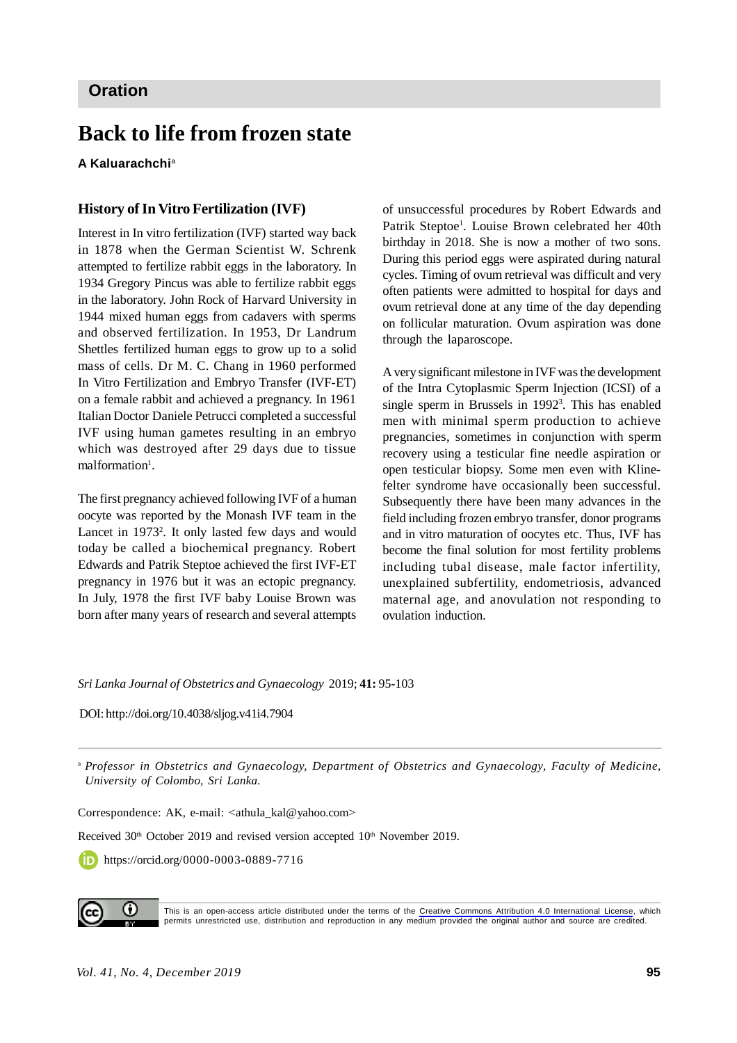Oration

# Back to life from frozen state

**A Kaluarachchi**[a]

## History of In Vitro Fertilization (IVF)

Interest in In vitro fertilization (IVF) started way back in 1878 when the German Scientist W. Schrenk attempted to fertilize rabbit eggs in the laboratory. In 1934 Gregory Pincus was able to fertilize rabbit eggs in the laboratory. John Rock of Harvard University in 1944 mixed human eggs from cadavers with sperms and observed fertilization. In 1953, Dr Landrum Shettles fertilized human eggs to grow up to a solid mass of cells. Dr M. C. Chang in 1960 performed In Vitro Fertilization and Embryo Transfer (IVF-ET) on a female rabbit and achieved a pregnancy. In 1961 Italian Doctor Daniele Petrucci completed a successful IVF using human gametes resulting in an embryo which was destroyed after 29 days due to tissue malformation[1].

The first pregnancy achieved following IVF of a human oocyte was reported by the Monash IVF team in the Lancet in 1973[2]. It only lasted few days and would today be called a biochemical pregnancy. Robert Edwards and Patrik Steptoe achieved the first IVF-ET pregnancy in 1976 but it was an ectopic pregnancy. In July, 1978 the first IVF baby Louise Brown was born after many years of research and several attempts of unsuccessful procedures by Robert Edwards and Patrik Steptoe[1]. Louise Brown celebrated her 40th birthday in 2018. She is now a mother of two sons. During this period eggs were aspirated during natural cycles. Timing of ovum retrieval was difficult and very often patients were admitted to hospital for days and ovum retrieval done at any time of the day depending on follicular maturation. Ovum aspiration was done through the laparoscope.

A very significant milestone in IVF was the development of the Intra Cytoplasmic Sperm Injection (ICSI) of a single sperm in Brussels in 1992[3]. This has enabled men with minimal sperm production to achieve pregnancies, sometimes in conjunction with sperm recovery using a testicular fine needle aspiration or open testicular biopsy. Some men even with Klinefelter syndrome have occasionally been successful. Subsequently there have been many advances in the field including frozen embryo transfer, donor programs and in vitro maturation of oocytes etc. Thus, IVF has become the final solution for most fertility problems including tubal disease, male factor infertility, unexplained subfertility, endometriosis, advanced maternal age, and anovulation not responding to ovulation induction.

*Sri Lanka Journal of Obstetrics and Gynaecology* 2019; **41:** 95-103

DOI: http://doi.org/10.4038/sljog.v41i4.7904

[a] *Professor in Obstetrics and Gynaecology, Department of Obstetrics and Gynaecology, Faculty of Medicine, University of Colombo, Sri Lanka.*

Correspondence: AK, e-mail: <athula_kal@yahoo.com>

Received 30th October 2019 and revised version accepted 10th November 2019.

https://orcid.org/0000-0003-0889-7716

This is an open-access article distributed under the terms of the Creative Commons Attribution 4.0 International License, which permits unrestricted use, distribution and reproduction in any medium provided the original author and source are credited.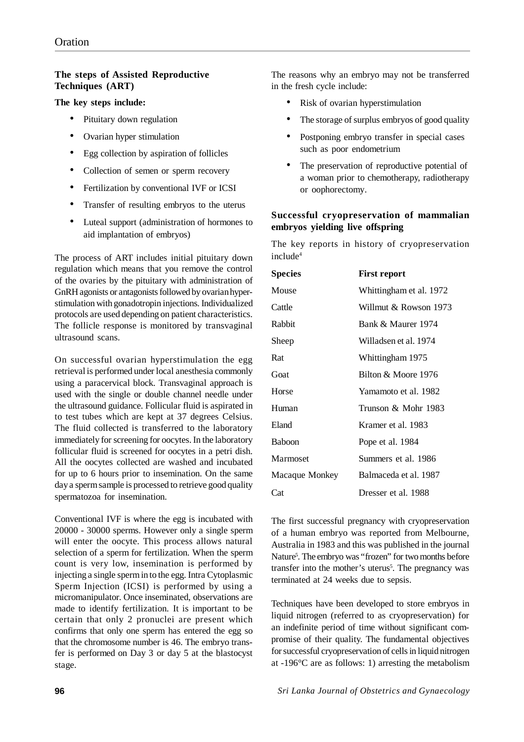## The steps of Assisted Reproductive Techniques (ART)

**The key steps include:**

- Pituitary down regulation
- Ovarian hyper stimulation
- Egg collection by aspiration of follicles
- Collection of semen or sperm recovery
- Fertilization by conventional IVF or ICSI
- Transfer of resulting embryos to the uterus
- Luteal support (administration of hormones to aid implantation of embryos)

The process of ART includes initial pituitary down regulation which means that you remove the control of the ovaries by the pituitary with administration of GnRH agonists or antagonists followed by ovarian hyper-stimulation with gonadotropin injections. Individualized protocols are used depending on patient characteristics. The follicle response is monitored by transvaginal ultrasound scans.

On successful ovarian hyperstimulation the egg retrieval is performed under local anesthesia commonly using a paracervical block. Transvaginal approach is used with the single or double channel needle under the ultrasound guidance. Follicular fluid is aspirated in to test tubes which are kept at 37 degrees Celsius. The fluid collected is transferred to the laboratory immediately for screening for oocytes. In the laboratory follicular fluid is screened for oocytes in a petri dish. All the oocytes collected are washed and incubated for up to 6 hours prior to insemination. On the same day a sperm sample is processed to retrieve good quality spermatozoa for insemination.

Conventional IVF is where the egg is incubated with 20000 - 30000 sperms. However only a single sperm will enter the oocyte. This process allows natural selection of a sperm for fertilization. When the sperm count is very low, insemination is performed by injecting a single sperm in to the egg. Intra Cytoplasmic Sperm Injection (ICSI) is performed by using a micromanipulator. Once inseminated, observations are made to identify fertilization. It is important to be certain that only 2 pronuclei are present which confirms that only one sperm has entered the egg so that the chromosome number is 46. The embryo transfer is performed on Day 3 or day 5 at the blastocyst stage.

The reasons why an embryo may not be transferred in the fresh cycle include:

- Risk of ovarian hyperstimulation
- The storage of surplus embryos of good quality
- Postponing embryo transfer in special cases such as poor endometrium
- The preservation of reproductive potential of a woman prior to chemotherapy, radiotherapy or oophorectomy.

## Successful cryopreservation of mammalian embryos yielding live offspring

The key reports in history of cryopreservation include[4]

| Species | First report |
|---|---|
| Mouse | Whittingham et al. 1972 |
| Cattle | Willmut & Rowson 1973 |
| Rabbit | Bank & Maurer 1974 |
| Sheep | Willadsen et al. 1974 |
| Rat | Whittingham 1975 |
| Goat | Bilton & Moore 1976 |
| Horse | Yamamoto et al. 1982 |
| Human | Trunson & Mohr 1983 |
| Eland | Kramer et al. 1983 |
| Baboon | Pope et al. 1984 |
| Marmoset | Summers et al. 1986 |
| Macaque Monkey | Balmaceda et al. 1987 |
| Cat | Dresser et al. 1988 |

The first successful pregnancy with cryopreservation of a human embryo was reported from Melbourne, Australia in 1983 and this was published in the journal Nature[5]. The embryo was "frozen" for two months before transfer into the mother's uterus[5]. The pregnancy was terminated at 24 weeks due to sepsis.

Techniques have been developed to store embryos in liquid nitrogen (referred to as cryopreservation) for an indefinite period of time without significant compromise of their quality. The fundamental objectives for successful cryopreservation of cells in liquid nitrogen at -196°C are as follows: 1) arresting the metabolism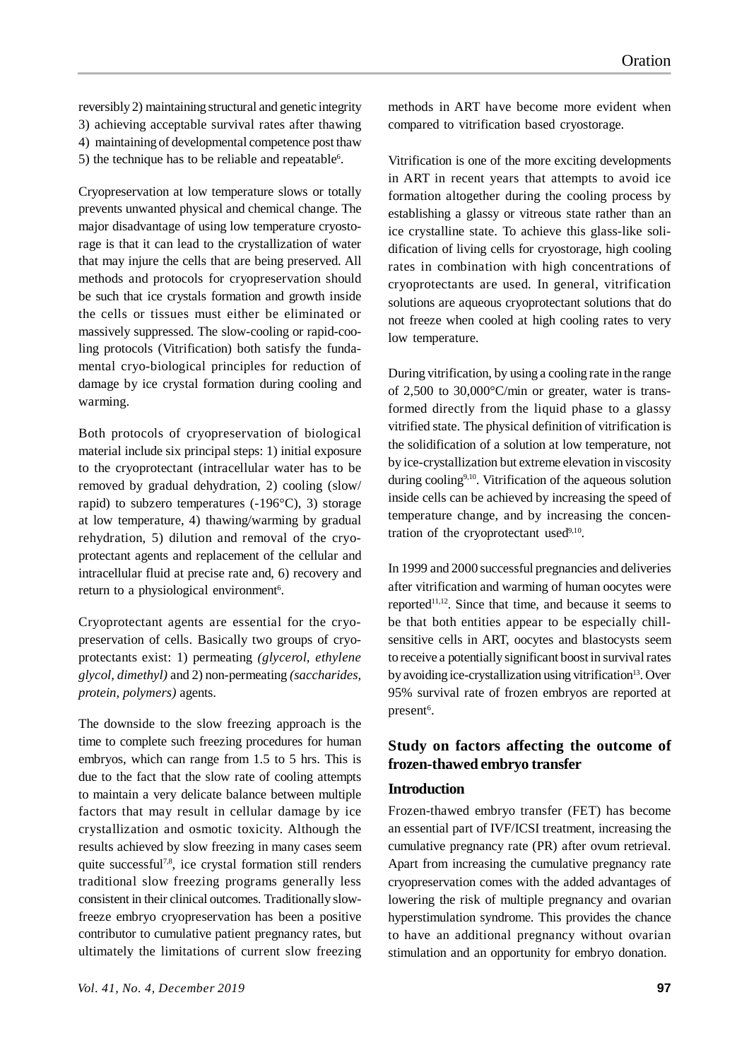reversibly 2) maintaining structural and genetic integrity 3) achieving acceptable survival rates after thawing 4) maintaining of developmental competence post thaw 5) the technique has to be reliable and repeatable[6].

Cryopreservation at low temperature slows or totally prevents unwanted physical and chemical change. The major disadvantage of using low temperature cryostorage is that it can lead to the crystallization of water that may injure the cells that are being preserved. All methods and protocols for cryopreservation should be such that ice crystals formation and growth inside the cells or tissues must either be eliminated or massively suppressed. The slow-cooling or rapid-cooling protocols (Vitrification) both satisfy the fundamental cryo-biological principles for reduction of damage by ice crystal formation during cooling and warming.

Both protocols of cryopreservation of biological material include six principal steps: 1) initial exposure to the cryoprotectant (intracellular water has to be removed by gradual dehydration, 2) cooling (slow/rapid) to subzero temperatures (-196°C), 3) storage at low temperature, 4) thawing/warming by gradual rehydration, 5) dilution and removal of the cryoprotectant agents and replacement of the cellular and intracellular fluid at precise rate and, 6) recovery and return to a physiological environment[6].

Cryoprotectant agents are essential for the cryopreservation of cells. Basically two groups of cryoprotectants exist: 1) permeating *(glycerol, ethylene glycol, dimethyl)* and 2) non-permeating *(saccharides, protein, polymers)* agents.

The downside to the slow freezing approach is the time to complete such freezing procedures for human embryos, which can range from 1.5 to 5 hrs. This is due to the fact that the slow rate of cooling attempts to maintain a very delicate balance between multiple factors that may result in cellular damage by ice crystallization and osmotic toxicity. Although the results achieved by slow freezing in many cases seem quite successful[7,8], ice crystal formation still renders traditional slow freezing programs generally less consistent in their clinical outcomes. Traditionally slow-freeze embryo cryopreservation has been a positive contributor to cumulative patient pregnancy rates, but ultimately the limitations of current slow freezing methods in ART have become more evident when compared to vitrification based cryostorage.

Vitrification is one of the more exciting developments in ART in recent years that attempts to avoid ice formation altogether during the cooling process by establishing a glassy or vitreous state rather than an ice crystalline state. To achieve this glass-like solidification of living cells for cryostorage, high cooling rates in combination with high concentrations of cryoprotectants are used. In general, vitrification solutions are aqueous cryoprotectant solutions that do not freeze when cooled at high cooling rates to very low temperature.

During vitrification, by using a cooling rate in the range of 2,500 to 30,000°C/min or greater, water is transformed directly from the liquid phase to a glassy vitrified state. The physical definition of vitrification is the solidification of a solution at low temperature, not by ice-crystallization but extreme elevation in viscosity during cooling[9,10]. Vitrification of the aqueous solution inside cells can be achieved by increasing the speed of temperature change, and by increasing the concentration of the cryoprotectant used[9,10].

In 1999 and 2000 successful pregnancies and deliveries after vitrification and warming of human oocytes were reported[11,12]. Since that time, and because it seems to be that both entities appear to be especially chill-sensitive cells in ART, oocytes and blastocysts seem to receive a potentially significant boost in survival rates by avoiding ice-crystallization using vitrification[13]. Over 95% survival rate of frozen embryos are reported at present[6].

## Study on factors affecting the outcome of frozen-thawed embryo transfer

### Introduction

Frozen-thawed embryo transfer (FET) has become an essential part of IVF/ICSI treatment, increasing the cumulative pregnancy rate (PR) after ovum retrieval. Apart from increasing the cumulative pregnancy rate cryopreservation comes with the added advantages of lowering the risk of multiple pregnancy and ovarian hyperstimulation syndrome. This provides the chance to have an additional pregnancy without ovarian stimulation and an opportunity for embryo donation.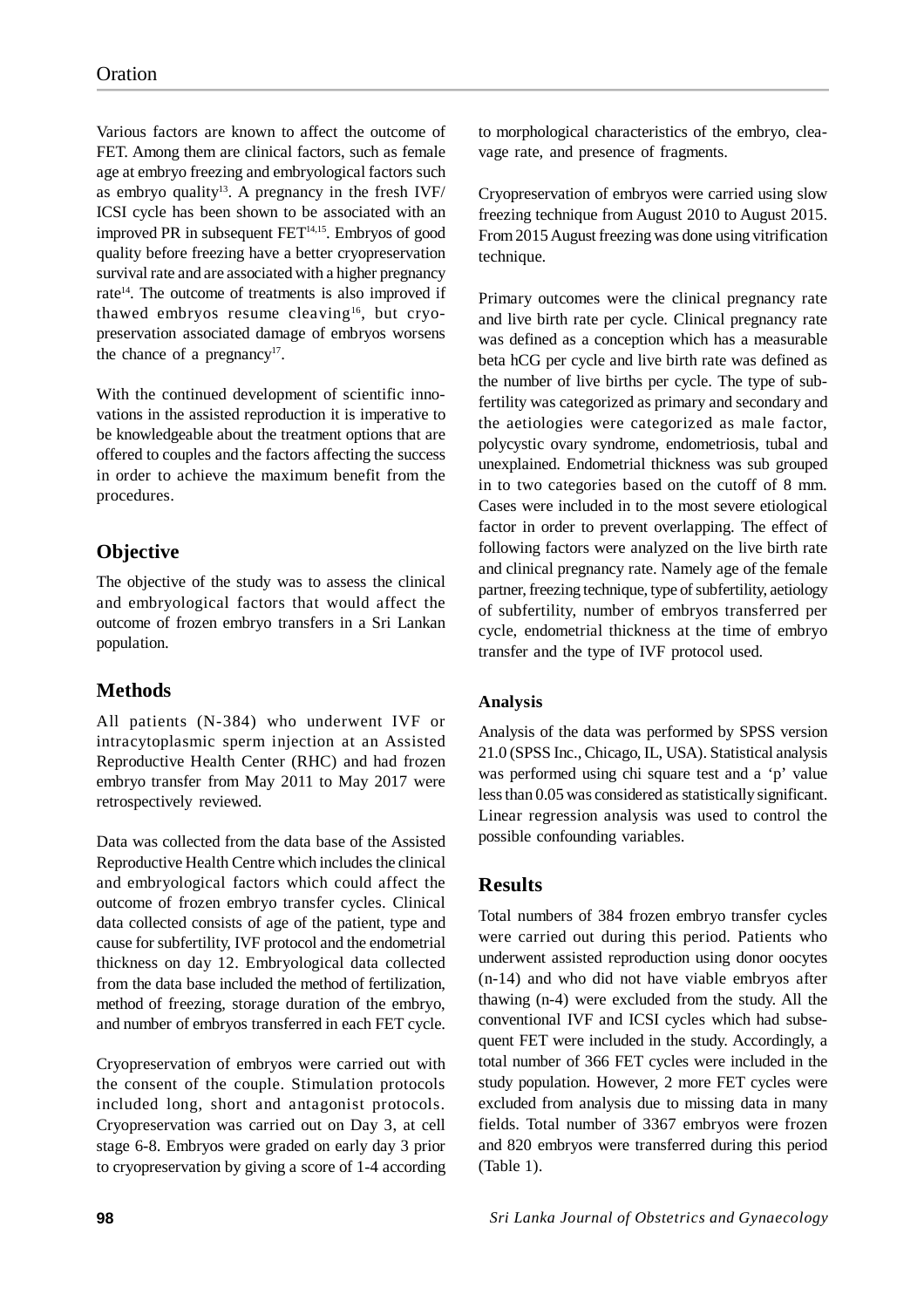Various factors are known to affect the outcome of FET. Among them are clinical factors, such as female age at embryo freezing and embryological factors such as embryo quality[13]. A pregnancy in the fresh IVF/ICSI cycle has been shown to be associated with an improved PR in subsequent FET[14,15]. Embryos of good quality before freezing have a better cryopreservation survival rate and are associated with a higher pregnancy rate[14]. The outcome of treatments is also improved if thawed embryos resume cleaving[16], but cryopreservation associated damage of embryos worsens the chance of a pregnancy[17].

With the continued development of scientific innovations in the assisted reproduction it is imperative to be knowledgeable about the treatment options that are offered to couples and the factors affecting the success in order to achieve the maximum benefit from the procedures.

## Objective

The objective of the study was to assess the clinical and embryological factors that would affect the outcome of frozen embryo transfers in a Sri Lankan population.

## Methods

All patients (N-384) who underwent IVF or intracytoplasmic sperm injection at an Assisted Reproductive Health Center (RHC) and had frozen embryo transfer from May 2011 to May 2017 were retrospectively reviewed.

Data was collected from the data base of the Assisted Reproductive Health Centre which includes the clinical and embryological factors which could affect the outcome of frozen embryo transfer cycles. Clinical data collected consists of age of the patient, type and cause for subfertility, IVF protocol and the endometrial thickness on day 12. Embryological data collected from the data base included the method of fertilization, method of freezing, storage duration of the embryo, and number of embryos transferred in each FET cycle.

Cryopreservation of embryos were carried out with the consent of the couple. Stimulation protocols included long, short and antagonist protocols. Cryopreservation was carried out on Day 3, at cell stage 6-8. Embryos were graded on early day 3 prior to cryopreservation by giving a score of 1-4 according to morphological characteristics of the embryo, cleavage rate, and presence of fragments.

Cryopreservation of embryos were carried using slow freezing technique from August 2010 to August 2015. From 2015 August freezing was done using vitrification technique.

Primary outcomes were the clinical pregnancy rate and live birth rate per cycle. Clinical pregnancy rate was defined as a conception which has a measurable beta hCG per cycle and live birth rate was defined as the number of live births per cycle. The type of subfertility was categorized as primary and secondary and the aetiologies were categorized as male factor, polycystic ovary syndrome, endometriosis, tubal and unexplained. Endometrial thickness was sub grouped in to two categories based on the cutoff of 8 mm. Cases were included in to the most severe etiological factor in order to prevent overlapping. The effect of following factors were analyzed on the live birth rate and clinical pregnancy rate. Namely age of the female partner, freezing technique, type of subfertility, aetiology of subfertility, number of embryos transferred per cycle, endometrial thickness at the time of embryo transfer and the type of IVF protocol used.

### Analysis

Analysis of the data was performed by SPSS version 21.0 (SPSS Inc., Chicago, IL, USA). Statistical analysis was performed using chi square test and a 'p' value less than 0.05 was considered as statistically significant. Linear regression analysis was used to control the possible confounding variables.

## Results

Total numbers of 384 frozen embryo transfer cycles were carried out during this period. Patients who underwent assisted reproduction using donor oocytes (n-14) and who did not have viable embryos after thawing (n-4) were excluded from the study. All the conventional IVF and ICSI cycles which had subsequent FET were included in the study. Accordingly, a total number of 366 FET cycles were included in the study population. However, 2 more FET cycles were excluded from analysis due to missing data in many fields. Total number of 3367 embryos were frozen and 820 embryos were transferred during this period (Table 1).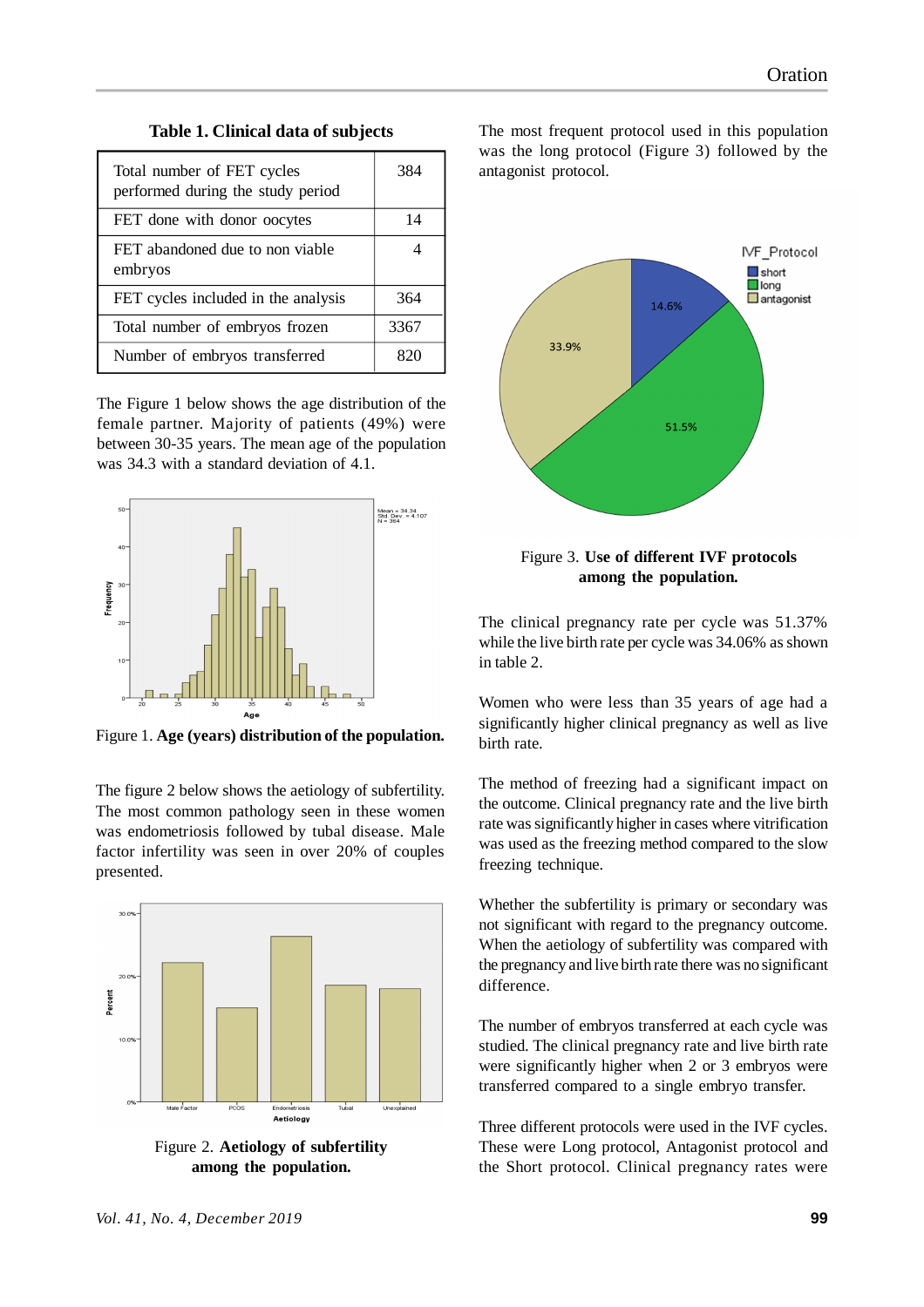**Table 1. Clinical data of subjects**

| | |
|---|---|
| Total number of FET cycles performed during the study period | 384 |
| FET done with donor oocytes | 14 |
| FET abandoned due to non viable embryos | 4 |
| FET cycles included in the analysis | 364 |
| Total number of embryos frozen | 3367 |
| Number of embryos transferred | 820 |

The Figure 1 below shows the age distribution of the female partner. Majority of patients (49%) were between 30-35 years. The mean age of the population was 34.3 with a standard deviation of 4.1.

Figure 1. **Age (years) distribution of the population.**

The figure 2 below shows the aetiology of subfertility. The most common pathology seen in these women was endometriosis followed by tubal disease. Male factor infertility was seen in over 20% of couples presented.

Figure 2. **Aetiology of subfertility among the population.**

The most frequent protocol used in this population was the long protocol (Figure 3) followed by the antagonist protocol.

Figure 3. **Use of different IVF protocols among the population.**

The clinical pregnancy rate per cycle was 51.37% while the live birth rate per cycle was 34.06% as shown in table 2.

Women who were less than 35 years of age had a significantly higher clinical pregnancy as well as live birth rate.

The method of freezing had a significant impact on the outcome. Clinical pregnancy rate and the live birth rate was significantly higher in cases where vitrification was used as the freezing method compared to the slow freezing technique.

Whether the subfertility is primary or secondary was not significant with regard to the pregnancy outcome. When the aetiology of subfertility was compared with the pregnancy and live birth rate there was no significant difference.

The number of embryos transferred at each cycle was studied. The clinical pregnancy rate and live birth rate were significantly higher when 2 or 3 embryos were transferred compared to a single embryo transfer.

Three different protocols were used in the IVF cycles. These were Long protocol, Antagonist protocol and the Short protocol. Clinical pregnancy rates were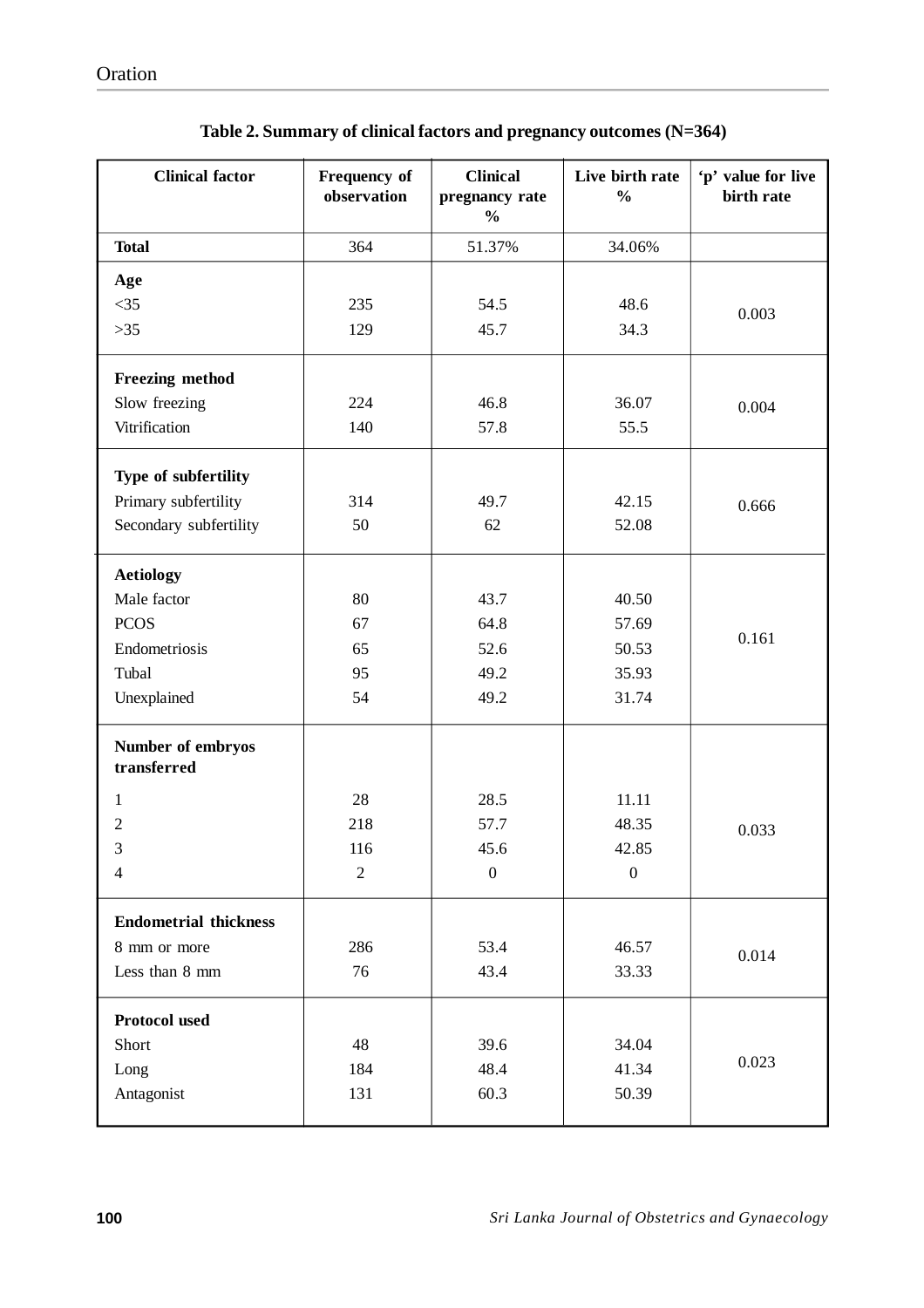**Table 2. Summary of clinical factors and pregnancy outcomes (N=364)**

| Clinical factor | Frequency of observation | Clinical pregnancy rate % | Live birth rate % | 'p' value for live birth rate |
|---|---|---|---|---|
| **Total** | 364 | 51.37% | 34.06% | |
| **Age** | | | | |
| <35 | 235 | 54.5 | 48.6 | 0.003 |
| >35 | 129 | 45.7 | 34.3 | |
| **Freezing method** | | | | |
| Slow freezing | 224 | 46.8 | 36.07 | 0.004 |
| Vitrification | 140 | 57.8 | 55.5 | |
| **Type of subfertility** | | | | |
| Primary subfertility | 314 | 49.7 | 42.15 | 0.666 |
| Secondary subfertility | 50 | 62 | 52.08 | |
| **Aetiology** | | | | |
| Male factor | 80 | 43.7 | 40.50 | |
| PCOS | 67 | 64.8 | 57.69 | |
| Endometriosis | 65 | 52.6 | 50.53 | 0.161 |
| Tubal | 95 | 49.2 | 35.93 | |
| Unexplained | 54 | 49.2 | 31.74 | |
| **Number of embryos transferred** | | | | |
| 1 | 28 | 28.5 | 11.11 | |
| 2 | 218 | 57.7 | 48.35 | 0.033 |
| 3 | 116 | 45.6 | 42.85 | |
| 4 | 2 | 0 | 0 | |
| **Endometrial thickness** | | | | |
| 8 mm or more | 286 | 53.4 | 46.57 | 0.014 |
| Less than 8 mm | 76 | 43.4 | 33.33 | |
| **Protocol used** | | | | |
| Short | 48 | 39.6 | 34.04 | |
| Long | 184 | 48.4 | 41.34 | 0.023 |
| Antagonist | 131 | 60.3 | 50.39 | |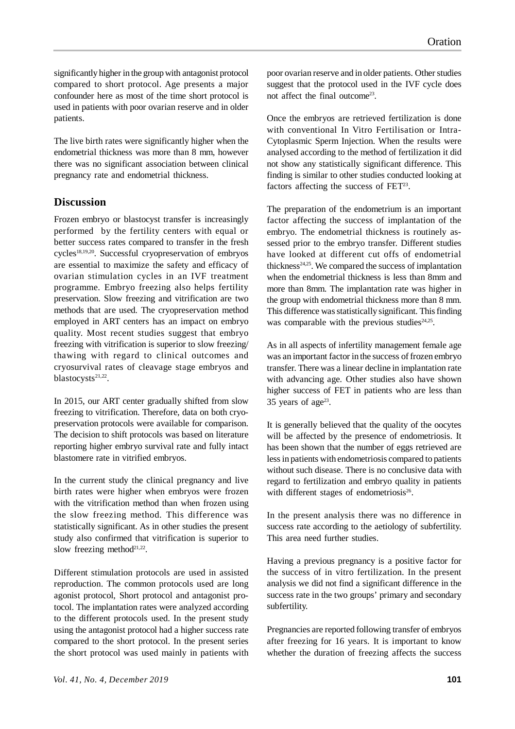significantly higher in the group with antagonist protocol compared to short protocol. Age presents a major confounder here as most of the time short protocol is used in patients with poor ovarian reserve and in older patients.

The live birth rates were significantly higher when the endometrial thickness was more than 8 mm, however there was no significant association between clinical pregnancy rate and endometrial thickness.

## Discussion

Frozen embryo or blastocyst transfer is increasingly performed by the fertility centers with equal or better success rates compared to transfer in the fresh cycles[18,19,20]. Successful cryopreservation of embryos are essential to maximize the safety and efficacy of ovarian stimulation cycles in an IVF treatment programme. Embryo freezing also helps fertility preservation. Slow freezing and vitrification are two methods that are used. The cryopreservation method employed in ART centers has an impact on embryo quality. Most recent studies suggest that embryo freezing with vitrification is superior to slow freezing/ thawing with regard to clinical outcomes and cryosurvival rates of cleavage stage embryos and blastocysts[21,22].

In 2015, our ART center gradually shifted from slow freezing to vitrification. Therefore, data on both cryo-preservation protocols were available for comparison. The decision to shift protocols was based on literature reporting higher embryo survival rate and fully intact blastomere rate in vitrified embryos.

In the current study the clinical pregnancy and live birth rates were higher when embryos were frozen with the vitrification method than when frozen using the slow freezing method. This difference was statistically significant. As in other studies the present study also confirmed that vitrification is superior to slow freezing method[21,22].

Different stimulation protocols are used in assisted reproduction. The common protocols used are long agonist protocol, Short protocol and antagonist protocol. The implantation rates were analyzed according to the different protocols used. In the present study using the antagonist protocol had a higher success rate compared to the short protocol. In the present series the short protocol was used mainly in patients with poor ovarian reserve and in older patients. Other studies suggest that the protocol used in the IVF cycle does not affect the final outcome[23].

Once the embryos are retrieved fertilization is done with conventional In Vitro Fertilisation or Intra-Cytoplasmic Sperm Injection. When the results were analysed according to the method of fertilization it did not show any statistically significant difference. This finding is similar to other studies conducted looking at factors affecting the success of FET[23].

The preparation of the endometrium is an important factor affecting the success of implantation of the embryo. The endometrial thickness is routinely assessed prior to the embryo transfer. Different studies have looked at different cut offs of endometrial thickness[24,25]. We compared the success of implantation when the endometrial thickness is less than 8mm and more than 8mm. The implantation rate was higher in the group with endometrial thickness more than 8 mm. This difference was statistically significant. This finding was comparable with the previous studies[24,25].

As in all aspects of infertility management female age was an important factor in the success of frozen embryo transfer. There was a linear decline in implantation rate with advancing age. Other studies also have shown higher success of FET in patients who are less than 35 years of age[23].

It is generally believed that the quality of the oocytes will be affected by the presence of endometriosis. It has been shown that the number of eggs retrieved are less in patients with endometriosis compared to patients without such disease. There is no conclusive data with regard to fertilization and embryo quality in patients with different stages of endometriosis[26].

In the present analysis there was no difference in success rate according to the aetiology of subfertility. This area need further studies.

Having a previous pregnancy is a positive factor for the success of in vitro fertilization. In the present analysis we did not find a significant difference in the success rate in the two groups' primary and secondary subfertility.

Pregnancies are reported following transfer of embryos after freezing for 16 years. It is important to know whether the duration of freezing affects the success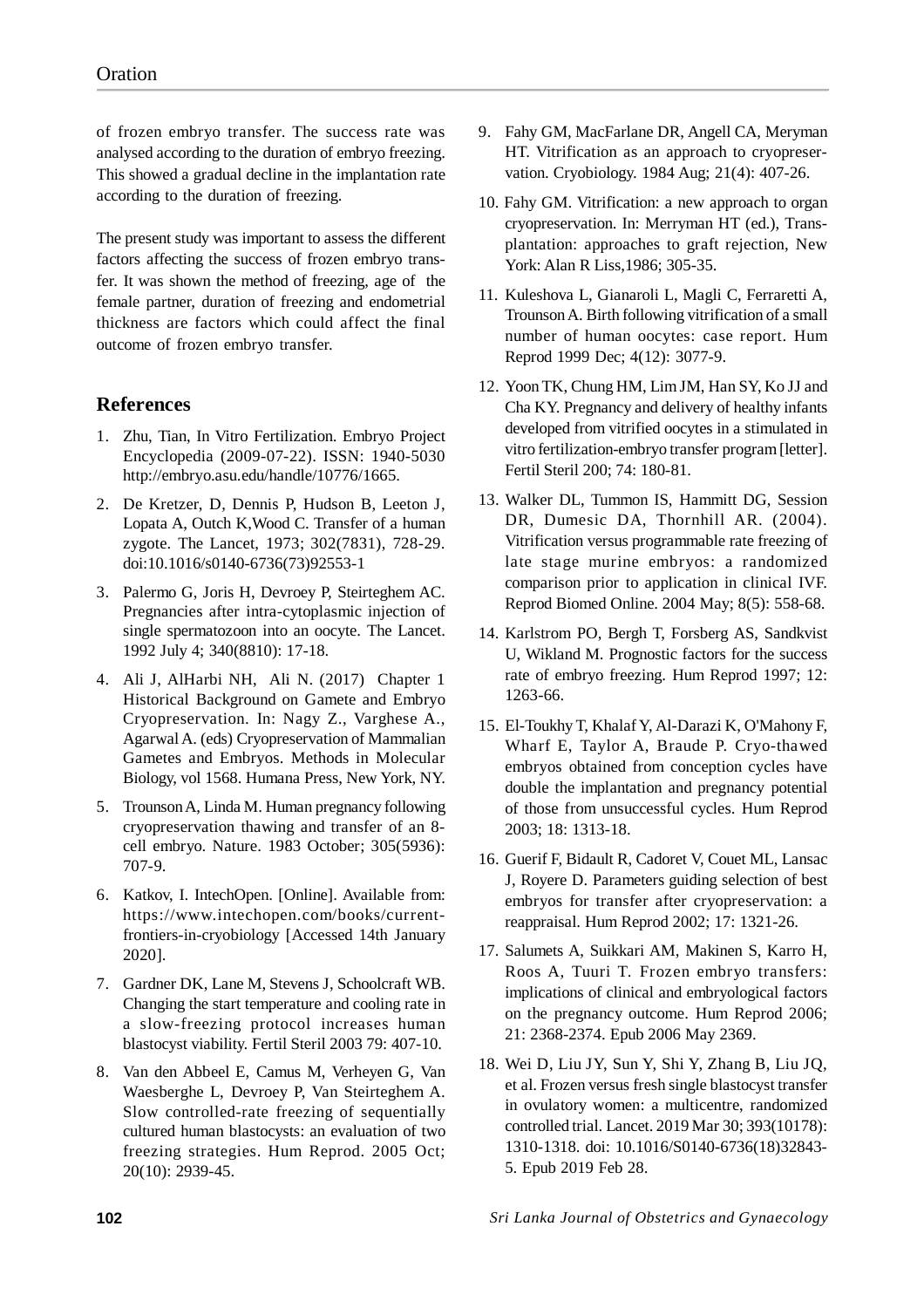of frozen embryo transfer. The success rate was analysed according to the duration of embryo freezing. This showed a gradual decline in the implantation rate according to the duration of freezing.

The present study was important to assess the different factors affecting the success of frozen embryo transfer. It was shown the method of freezing, age of the female partner, duration of freezing and endometrial thickness are factors which could affect the final outcome of frozen embryo transfer.

## References

1. Zhu, Tian, In Vitro Fertilization. Embryo Project Encyclopedia (2009-07-22). ISSN: 1940-5030 http://embryo.asu.edu/handle/10776/1665.
2. De Kretzer, D, Dennis P, Hudson B, Leeton J, Lopata A, Outch K,Wood C. Transfer of a human zygote. The Lancet, 1973; 302(7831), 728-29. doi:10.1016/s0140-6736(73)92553-1
3. Palermo G, Joris H, Devroey P, Steirteghem AC. Pregnancies after intra-cytoplasmic injection of single spermatozoon into an oocyte. The Lancet. 1992 July 4; 340(8810): 17-18.
4. Ali J, AlHarbi NH, Ali N. (2017) Chapter 1 Historical Background on Gamete and Embryo Cryopreservation. In: Nagy Z., Varghese A., Agarwal A. (eds) Cryopreservation of Mammalian Gametes and Embryos. Methods in Molecular Biology, vol 1568. Humana Press, New York, NY.
5. Trounson A, Linda M. Human pregnancy following cryopreservation thawing and transfer of an 8-cell embryo. Nature. 1983 October; 305(5936): 707-9.
6. Katkov, I. IntechOpen. [Online]. Available from: https://www.intechopen.com/books/current-frontiers-in-cryobiology [Accessed 14th January 2020].
7. Gardner DK, Lane M, Stevens J, Schoolcraft WB. Changing the start temperature and cooling rate in a slow-freezing protocol increases human blastocyst viability. Fertil Steril 2003 79: 407-10.
8. Van den Abbeel E, Camus M, Verheyen G, Van Waesberghe L, Devroey P, Van Steirteghem A. Slow controlled-rate freezing of sequentially cultured human blastocysts: an evaluation of two freezing strategies. Hum Reprod. 2005 Oct; 20(10): 2939-45.
9. Fahy GM, MacFarlane DR, Angell CA, Meryman HT. Vitrification as an approach to cryopreservation. Cryobiology. 1984 Aug; 21(4): 407-26.
10. Fahy GM. Vitrification: a new approach to organ cryopreservation. In: Merryman HT (ed.), Transplantation: approaches to graft rejection, New York: Alan R Liss,1986; 305-35.
11. Kuleshova L, Gianaroli L, Magli C, Ferraretti A, Trounson A. Birth following vitrification of a small number of human oocytes: case report. Hum Reprod 1999 Dec; 4(12): 3077-9.
12. Yoon TK, Chung HM, Lim JM, Han SY, Ko JJ and Cha KY. Pregnancy and delivery of healthy infants developed from vitrified oocytes in a stimulated in vitro fertilization-embryo transfer program [letter]. Fertil Steril 200; 74: 180-81.
13. Walker DL, Tummon IS, Hammitt DG, Session DR, Dumesic DA, Thornhill AR. (2004). Vitrification versus programmable rate freezing of late stage murine embryos: a randomized comparison prior to application in clinical IVF. Reprod Biomed Online. 2004 May; 8(5): 558-68.
14. Karlstrom PO, Bergh T, Forsberg AS, Sandkvist U, Wikland M. Prognostic factors for the success rate of embryo freezing. Hum Reprod 1997; 12: 1263-66.
15. El-Toukhy T, Khalaf Y, Al-Darazi K, O'Mahony F, Wharf E, Taylor A, Braude P. Cryo-thawed embryos obtained from conception cycles have double the implantation and pregnancy potential of those from unsuccessful cycles. Hum Reprod 2003; 18: 1313-18.
16. Guerif F, Bidault R, Cadoret V, Couet ML, Lansac J, Royere D. Parameters guiding selection of best embryos for transfer after cryopreservation: a reappraisal. Hum Reprod 2002; 17: 1321-26.
17. Salumets A, Suikkari AM, Makinen S, Karro H, Roos A, Tuuri T. Frozen embryo transfers: implications of clinical and embryological factors on the pregnancy outcome. Hum Reprod 2006; 21: 2368-2374. Epub 2006 May 2369.
18. Wei D, Liu JY, Sun Y, Shi Y, Zhang B, Liu JQ, et al. Frozen versus fresh single blastocyst transfer in ovulatory women: a multicentre, randomized controlled trial. Lancet. 2019 Mar 30; 393(10178): 1310-1318. doi: 10.1016/S0140-6736(18)32843-5. Epub 2019 Feb 28.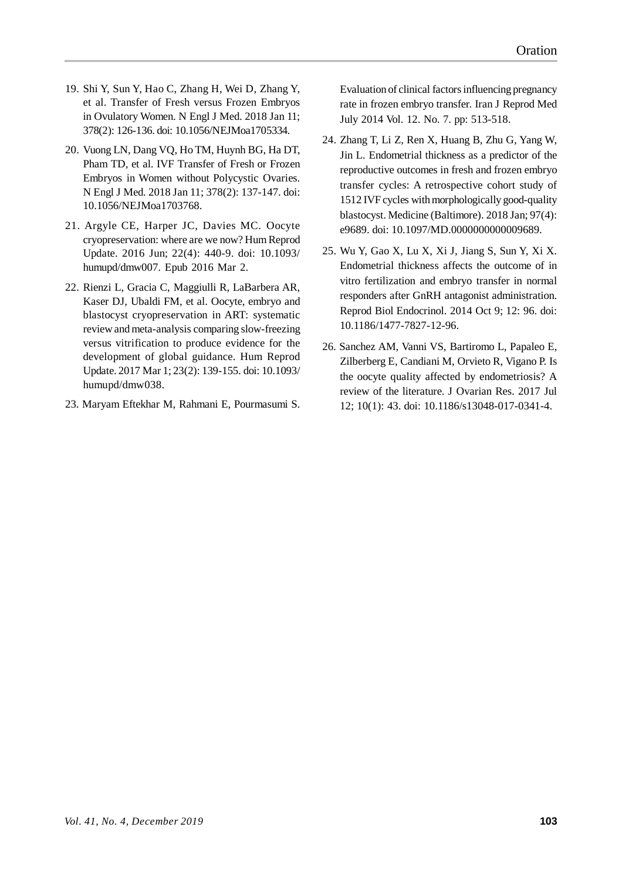19. Shi Y, Sun Y, Hao C, Zhang H, Wei D, Zhang Y, et al. Transfer of Fresh versus Frozen Embryos in Ovulatory Women. N Engl J Med. 2018 Jan 11; 378(2): 126-136. doi: 10.1056/NEJMoa1705334.

20. Vuong LN, Dang VQ, Ho TM, Huynh BG, Ha DT, Pham TD, et al. IVF Transfer of Fresh or Frozen Embryos in Women without Polycystic Ovaries. N Engl J Med. 2018 Jan 11; 378(2): 137-147. doi: 10.1056/NEJMoa1703768.

21. Argyle CE, Harper JC, Davies MC. Oocyte cryopreservation: where are we now? Hum Reprod Update. 2016 Jun; 22(4): 440-9. doi: 10.1093/humupd/dmw007. Epub 2016 Mar 2.

22. Rienzi L, Gracia C, Maggiulli R, LaBarbera AR, Kaser DJ, Ubaldi FM, et al. Oocyte, embryo and blastocyst cryopreservation in ART: systematic review and meta-analysis comparing slow-freezing versus vitrification to produce evidence for the development of global guidance. Hum Reprod Update. 2017 Mar 1; 23(2): 139-155. doi: 10.1093/humupd/dmw038.

23. Maryam Eftekhar M, Rahmani E, Pourmasumi S. Evaluation of clinical factors influencing pregnancy rate in frozen embryo transfer. Iran J Reprod Med July 2014 Vol. 12. No. 7. pp: 513-518.

24. Zhang T, Li Z, Ren X, Huang B, Zhu G, Yang W, Jin L. Endometrial thickness as a predictor of the reproductive outcomes in fresh and frozen embryo transfer cycles: A retrospective cohort study of 1512 IVF cycles with morphologically good-quality blastocyst. Medicine (Baltimore). 2018 Jan; 97(4): e9689. doi: 10.1097/MD.0000000000009689.

25. Wu Y, Gao X, Lu X, Xi J, Jiang S, Sun Y, Xi X. Endometrial thickness affects the outcome of in vitro fertilization and embryo transfer in normal responders after GnRH antagonist administration. Reprod Biol Endocrinol. 2014 Oct 9; 12: 96. doi: 10.1186/1477-7827-12-96.

26. Sanchez AM, Vanni VS, Bartiromo L, Papaleo E, Zilberberg E, Candiani M, Orvieto R, Vigano P. Is the oocyte quality affected by endometriosis? A review of the literature. J Ovarian Res. 2017 Jul 12; 10(1): 43. doi: 10.1186/s13048-017-0341-4.